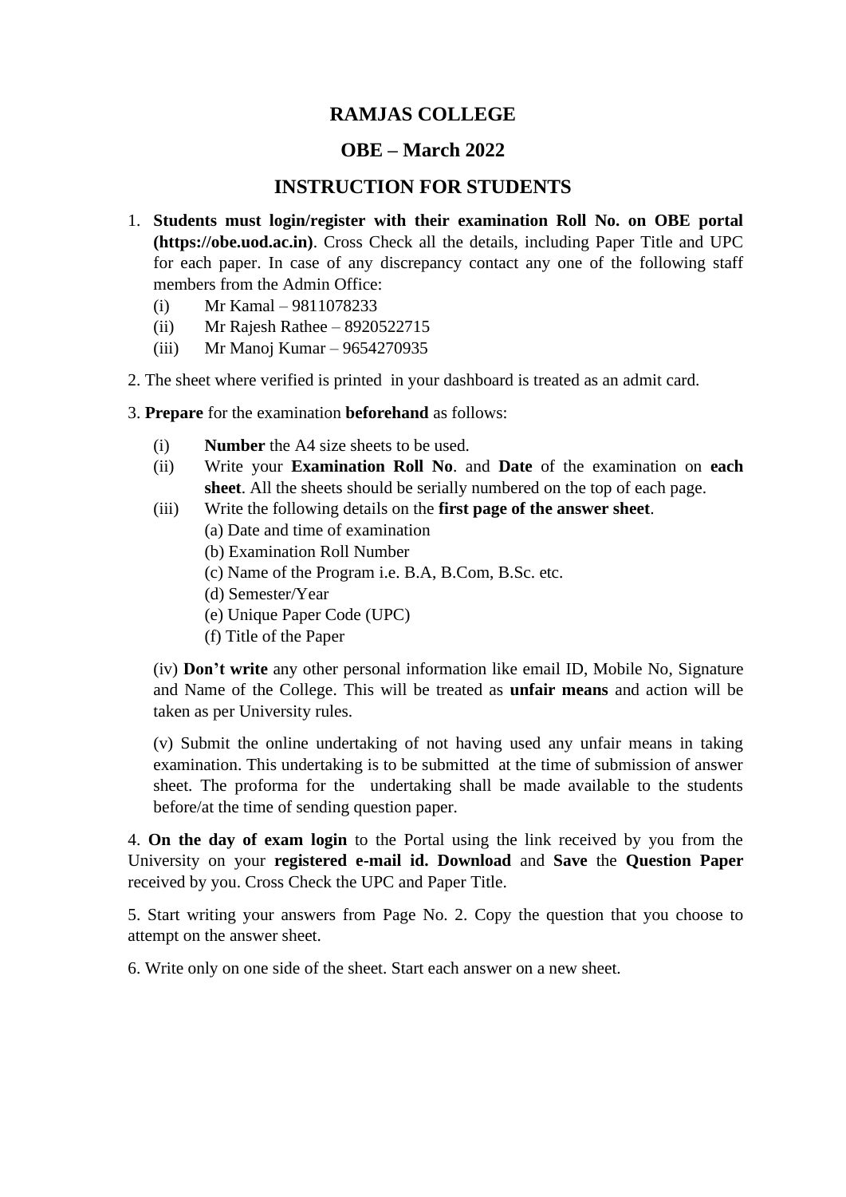# RAMJAS COLLEGE

## OBE – March 2022

## INSTRUCTION FOR STUDENTS

1. **Students must login/register with their examination Roll No. on OBE portal (https://obe.uod.ac.in)**. Cross Check all the details, including Paper Title and UPC for each paper. In case of any discrepancy contact any one of the following staff members from the Admin Office:
   - (i) Mr Kamal – 9811078233
   - (ii) Mr Rajesh Rathee – 8920522715
   - (iii) Mr Manoj Kumar – 9654270935

2. The sheet where verified is printed in your dashboard is treated as an admit card.

3. **Prepare** for the examination **beforehand** as follows:
   - (i) **Number** the A4 size sheets to be used.
   - (ii) Write your **Examination Roll No**. and **Date** of the examination on **each sheet**. All the sheets should be serially numbered on the top of each page.
   - (iii) Write the following details on the **first page of the answer sheet**.
     - (a) Date and time of examination
     - (b) Examination Roll Number
     - (c) Name of the Program i.e. B.A, B.Com, B.Sc. etc.
     - (d) Semester/Year
     - (e) Unique Paper Code (UPC)
     - (f) Title of the Paper

   (iv) **Don't write** any other personal information like email ID, Mobile No, Signature and Name of the College. This will be treated as **unfair means** and action will be taken as per University rules.

   (v) Submit the online undertaking of not having used any unfair means in taking examination. This undertaking is to be submitted at the time of submission of answer sheet. The proforma for the undertaking shall be made available to the students before/at the time of sending question paper.

4. **On the day of exam login** to the Portal using the link received by you from the University on your **registered e-mail id. Download** and **Save** the **Question Paper** received by you. Cross Check the UPC and Paper Title.

5. Start writing your answers from Page No. 2. Copy the question that you choose to attempt on the answer sheet.

6. Write only on one side of the sheet. Start each answer on a new sheet.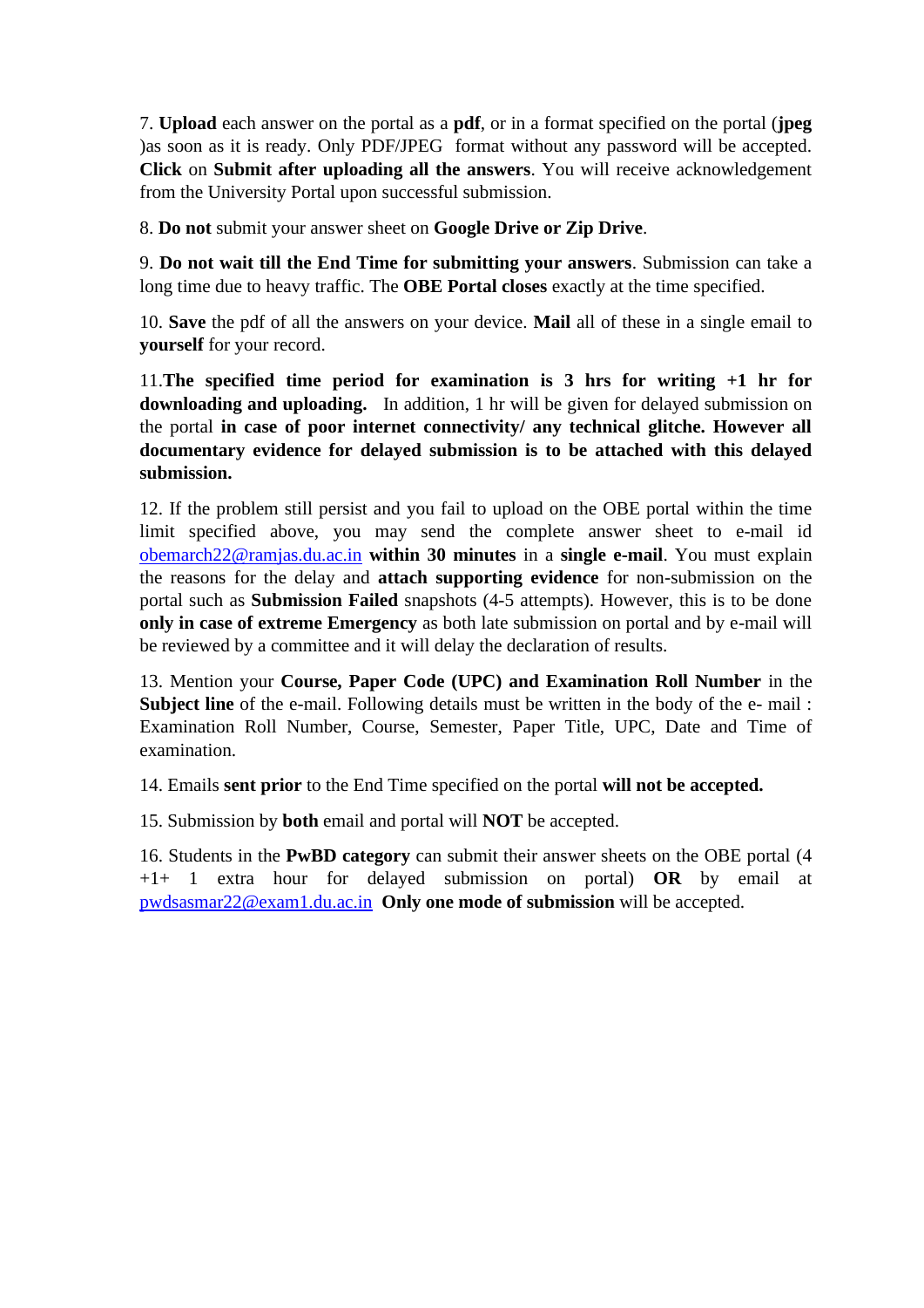7. **Upload** each answer on the portal as a **pdf**, or in a format specified on the portal (**jpeg** )as soon as it is ready. Only PDF/JPEG  format without any password will be accepted. **Click** on **Submit after uploading all the answers**. You will receive acknowledgement from the University Portal upon successful submission.

8. **Do not** submit your answer sheet on **Google Drive or Zip Drive**.

9. **Do not wait till the End Time for submitting your answers**. Submission can take a long time due to heavy traffic. The **OBE Portal closes** exactly at the time specified.

10. **Save** the pdf of all the answers on your device. **Mail** all of these in a single email to **yourself** for your record.

11.**The specified time period for examination is 3 hrs for writing +1 hr for downloading and uploading.** In addition, 1 hr will be given for delayed submission on the portal **in case of poor internet connectivity/ any technical glitche. However all documentary evidence for delayed submission is to be attached with this delayed submission.**

12. If the problem still persist and you fail to upload on the OBE portal within the time limit specified above, you may send the complete answer sheet to e-mail id obemarch22@ramjas.du.ac.in **within 30 minutes** in a **single e-mail**. You must explain the reasons for the delay and **attach supporting evidence** for non-submission on the portal such as **Submission Failed** snapshots (4-5 attempts). However, this is to be done **only in case of extreme Emergency** as both late submission on portal and by e-mail will be reviewed by a committee and it will delay the declaration of results.

13. Mention your **Course, Paper Code (UPC) and Examination Roll Number** in the **Subject line** of the e-mail. Following details must be written in the body of the e- mail : Examination Roll Number, Course, Semester, Paper Title, UPC, Date and Time of examination.

14. Emails **sent prior** to the End Time specified on the portal **will not be accepted.**

15. Submission by **both** email and portal will **NOT** be accepted.

16. Students in the **PwBD category** can submit their answer sheets on the OBE portal (4 +1+ 1 extra hour for delayed submission on portal) **OR** by email at pwdsasmar22@exam1.du.ac.in **Only one mode of submission** will be accepted.